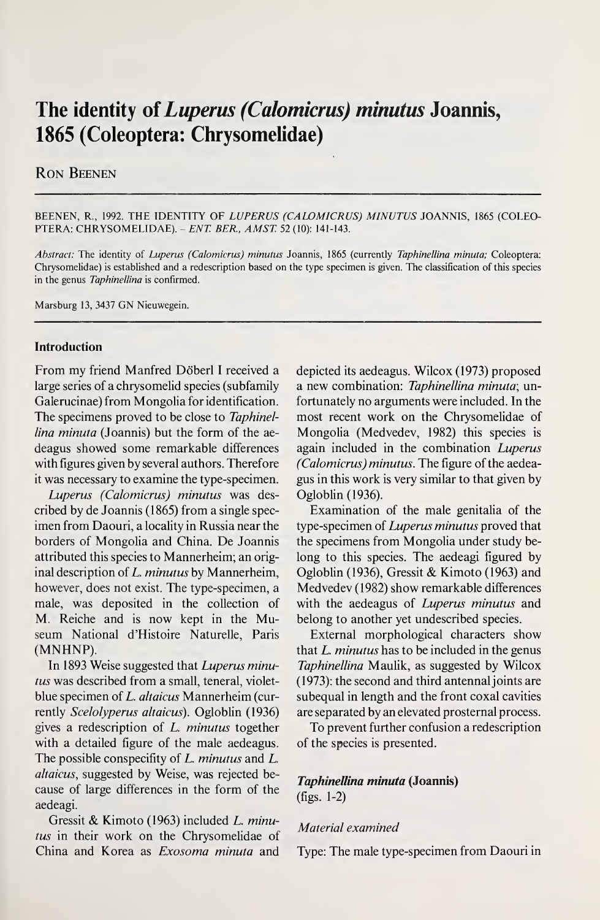# The identity of *Luperus (Calomicrus) minutus* Joannis, 1865 (Coleoptera: Chrysomelidae)

Ron Beenen

BEENEN, R., 1992. THE IDENTITY OF *LUPERUS (CALOMICRUS) MINUTUS* JOANNIS, 1865 (COLEOPTERA: CHRYSOMELIDAE). – *ENT. BER., AMST.* 52 (10): 141-143.

*Abstract:* The identity of *Luperus (Calomicrus) minutus* Joannis, 1865 (currently *Taphinellina minuta;* Coleoptera: Chrysomelidae) is established and a redescription based on the type specimen is given. The classification of this species in the genus *Taphinellina* is confirmed.

Marsburg 13, 3437 GN Nieuwegein.

## Introduction

From my friend Manfred Döberl I received a large series of a chrysomelid species (subfamily Galerucinae) from Mongolia for identification. The specimens proved to be close to *Taphinellina minuta* (Joannis) but the form of the aedeagus showed some remarkable differences with figures given by several authors. Therefore it was necessary to examine the type-specimen.

*Luperus (Calomicrus) minutus* was described by de Joannis (1865) from a single specimen from Daouri, a locality in Russia near the borders of Mongolia and China. De Joannis attributed this species to Mannerheim; an original description of *L. minutus* by Mannerheim, however, does not exist. The type-specimen, a male, was deposited in the collection of M. Reiche and is now kept in the Museum National d'Histoire Naturelle, Paris (MNHNP).

In 1893 Weise suggested that *Luperus minutus* was described from a small, teneral, violet-blue specimen of *L. altaicus* Mannerheim (currently *Scelolyperus altaicus*). Ogloblin (1936) gives a redescription of *L. minutus* together with a detailed figure of the male aedeagus. The possible conspecifity of *L. minutus* and *L. altaicus*, suggested by Weise, was rejected because of large differences in the form of the aedeagi.

Gressit & Kimoto (1963) included *L. minutus* in their work on the Chrysomelidae of China and Korea as *Exosoma minuta* and depicted its aedeagus. Wilcox (1973) proposed a new combination: *Taphinellina minuta*; unfortunately no arguments were included. In the most recent work on the Chrysomelidae of Mongolia (Medvedev, 1982) this species is again included in the combination *Luperus (Calomicrus) minutus*. The figure of the aedeagus in this work is very similar to that given by Ogloblin (1936).

Examination of the male genitalia of the type-specimen of *Luperus minutus* proved that the specimens from Mongolia under study belong to this species. The aedeagi figured by Ogloblin (1936), Gressit & Kimoto (1963) and Medvedev (1982) show remarkable differences with the aedeagus of *Luperus minutus* and belong to another yet undescribed species.

External morphological characters show that *L. minutus* has to be included in the genus *Taphinellina* Maulik, as suggested by Wilcox (1973): the second and third antennal joints are subequal in length and the front coxal cavities are separated by an elevated prosternal process.

To prevent further confusion a redescription of the species is presented.

### *Taphinellina minuta* (Joannis)

(figs. 1-2)

#### *Material examined*

Type: The male type-specimen from Daouri in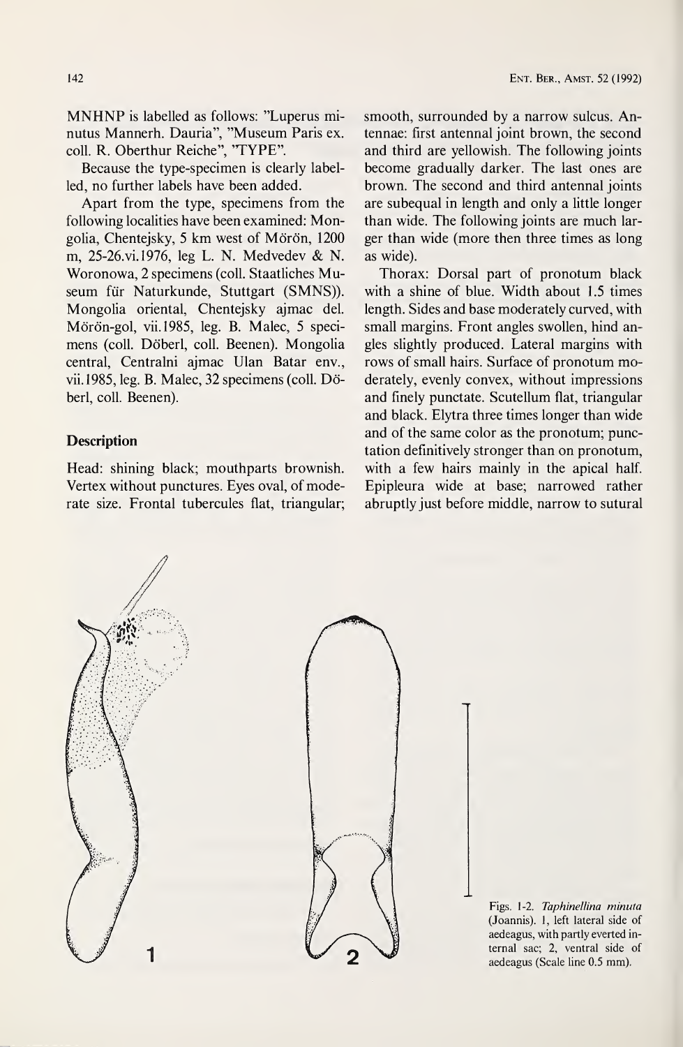MNHNP is labelled as follows: "Luperus minutus Mannerh. Dauria", "Museum Paris ex. coll. R. Oberthur Reiche", "TYPE".

Because the type-specimen is clearly labelled, no further labels have been added.

Apart from the type, specimens from the following localities have been examined: Mongolia, Chentejsky, 5 km west of Mörön, 1200 m, 25-26.vi.1976, leg L. N. Medvedev & N. Woronowa, 2 specimens (coll. Staatliches Museum für Naturkunde, Stuttgart (SMNS)). Mongolia oriental, Chentejsky ajmac del. Mörön-gol, vii.1985, leg. B. Malec, 5 specimens (coll. Döberl, coll. Beenen). Mongolia central, Centralni ajmac Ulan Batar env., vii.1985, leg. B. Malec, 32 specimens (coll. Döberl, coll. Beenen).

## Description

Head: shining black; mouthparts brownish. Vertex without punctures. Eyes oval, of moderate size. Frontal tubercules flat, triangular; smooth, surrounded by a narrow sulcus. Antennae: first antennal joint brown, the second and third are yellowish. The following joints become gradually darker. The last ones are brown. The second and third antennal joints are subequal in length and only a little longer than wide. The following joints are much larger than wide (more then three times as long as wide).

Thorax: Dorsal part of pronotum black with a shine of blue. Width about 1.5 times length. Sides and base moderately curved, with small margins. Front angles swollen, hind angles slightly produced. Lateral margins with rows of small hairs. Surface of pronotum moderately, evenly convex, without impressions and finely punctate. Scutellum flat, triangular and black. Elytra three times longer than wide and of the same color as the pronotum; punctation definitively stronger than on pronotum, with a few hairs mainly in the apical half. Epipleura wide at base; narrowed rather abruptly just before middle, narrow to sutural

Figs. 1-2. *Taphinellina minuta* (Joannis). 1, left lateral side of aedeagus, with partly everted internal sac; 2, ventral side of aedeagus (Scale line 0.5 mm).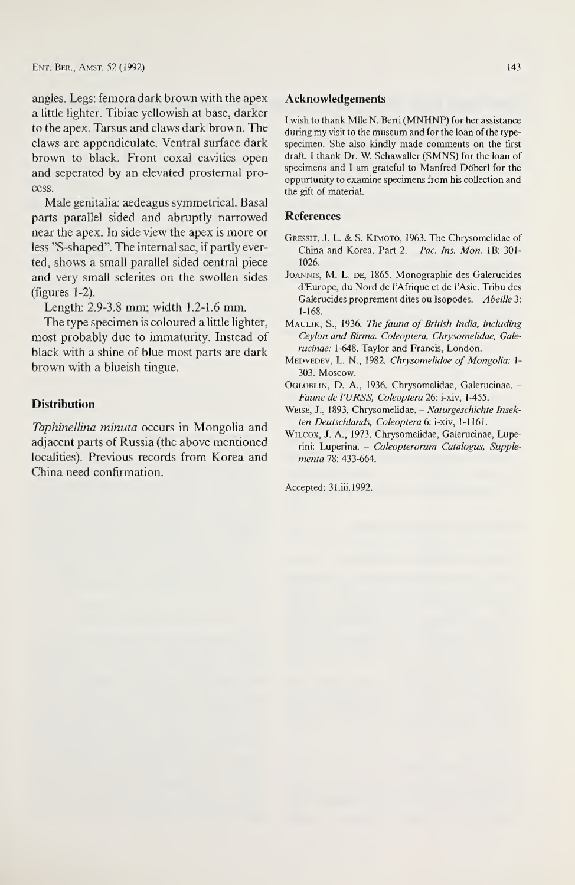angles. Legs: femora dark brown with the apex a little lighter. Tibiae yellowish at base, darker to the apex. Tarsus and claws dark brown. The claws are appendiculate. Ventral surface dark brown to black. Front coxal cavities open and seperated by an elevated prosternal process.

Male genitalia: aedeagus symmetrical. Basal parts parallel sided and abruptly narrowed near the apex. In side view the apex is more or less "S-shaped". The internal sac, if partly everted, shows a small parallel sided central piece and very small sclerites on the swollen sides (figures 1-2).

Length: 2.9-3.8 mm; width 1.2-1.6 mm.

The type specimen is coloured a little lighter, most probably due to immaturity. Instead of black with a shine of blue most parts are dark brown with a blueish tingue.

## Distribution

*Taphinellina minuta* occurs in Mongolia and adjacent parts of Russia (the above mentioned localities). Previous records from Korea and China need confirmation.

## Acknowledgements

I wish to thank Mlle N. Berti (MNHNP) for her assistance during my visit to the museum and for the loan of the type-specimen. She also kindly made comments on the first draft. I thank Dr. W. Schawaller (SMNS) for the loan of specimens and I am grateful to Manfred Döberl for the oppurtunity to examine specimens from his collection and the gift of material.

## References

Gressit, J. L. & S. Kimoto, 1963. The Chrysomelidae of China and Korea. Part 2. – *Pac. Ins. Mon.* 1B: 301-1026.

Joannis, M. L. de, 1865. Monographie des Galerucides d'Europe, du Nord de l'Afrique et de l'Asie. Tribu des Galerucides proprement dites ou Isopodes. – *Abeille* 3: 1-168.

Maulik, S., 1936. *The fauna of British India, including Ceylon and Birma. Coleoptera, Chrysomelidae, Galerucinae*: 1-648. Taylor and Francis, London.

Medvedev, L. N., 1982. *Chrysomelidae of Mongolia*: 1-303. Moscow.

Ogloblin, D. A., 1936. Chrysomelidae, Galerucinae. – *Faune de l'URSS, Coleoptera* 26: i-xiv, 1-455.

Weise, J., 1893. Chrysomelidae. – *Naturgeschichte Insekten Deutschlands, Coleoptera* 6: i-xiv, 1-1161.

Wilcox, J. A., 1973. Chrysomelidae, Galerucinae, Luperini: Luperina. – *Coleopterorum Catalogus, Supplementa* 78: 433-664.

Accepted: 31.iii.1992.